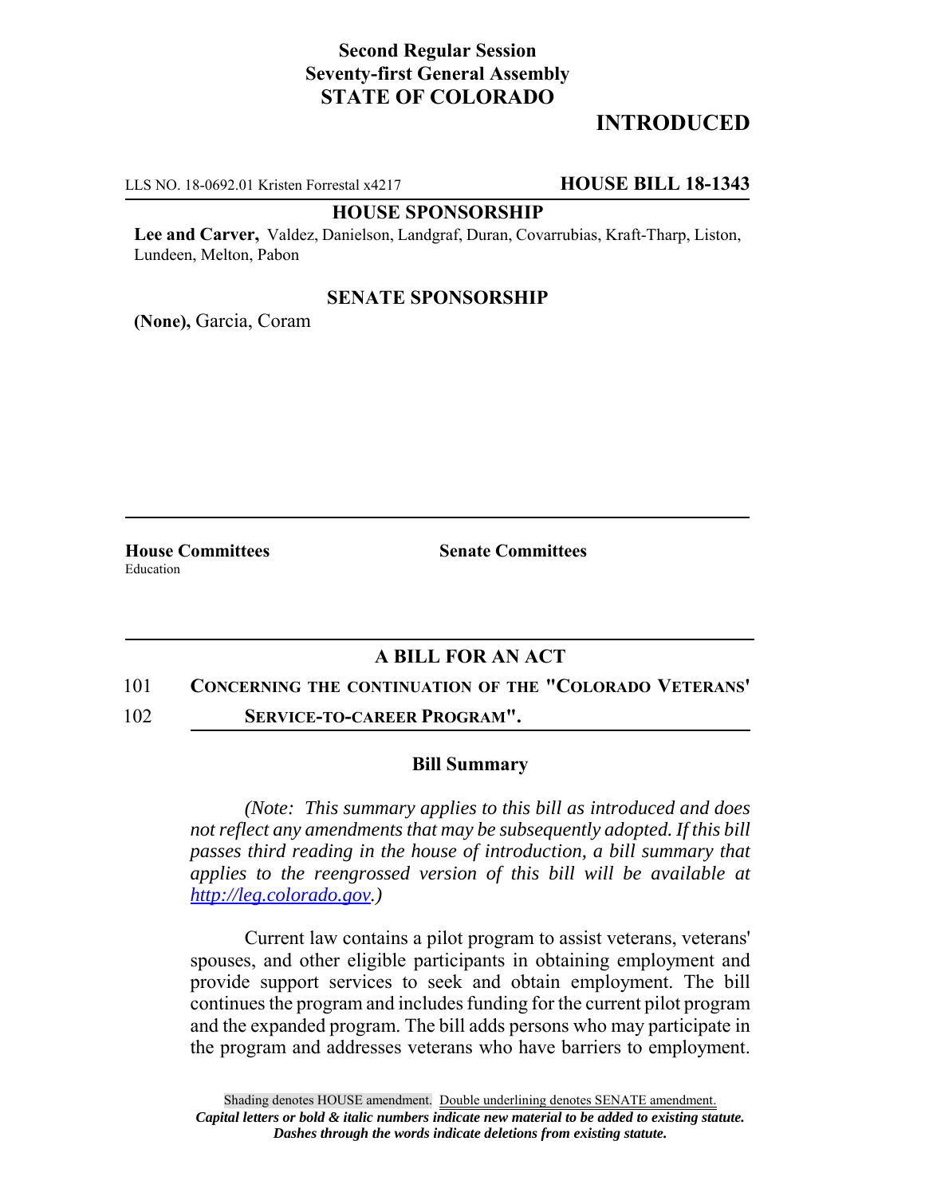**Second Regular Session**
**Seventy-first General Assembly**
**STATE OF COLORADO**

**INTRODUCED**

LLS NO. 18-0692.01 Kristen Forrestal x4217 **HOUSE BILL 18-1343**

**HOUSE SPONSORSHIP**

**Lee and Carver,** Valdez, Danielson, Landgraf, Duran, Covarrubias, Kraft-Tharp, Liston, Lundeen, Melton, Pabon

**SENATE SPONSORSHIP**

**(None),** Garcia, Coram

**House Committees**
Education

**Senate Committees**

**A BILL FOR AN ACT**

101 **CONCERNING THE CONTINUATION OF THE "COLORADO VETERANS'**
102 **SERVICE-TO-CAREER PROGRAM".**

**Bill Summary**

*(Note: This summary applies to this bill as introduced and does not reflect any amendments that may be subsequently adopted. If this bill passes third reading in the house of introduction, a bill summary that applies to the reengrossed version of this bill will be available at http://leg.colorado.gov.)*

Current law contains a pilot program to assist veterans, veterans' spouses, and other eligible participants in obtaining employment and provide support services to seek and obtain employment. The bill continues the program and includes funding for the current pilot program and the expanded program. The bill adds persons who may participate in the program and addresses veterans who have barriers to employment.

Shading denotes HOUSE amendment. Double underlining denotes SENATE amendment.
*Capital letters or bold & italic numbers indicate new material to be added to existing statute.*
*Dashes through the words indicate deletions from existing statute.*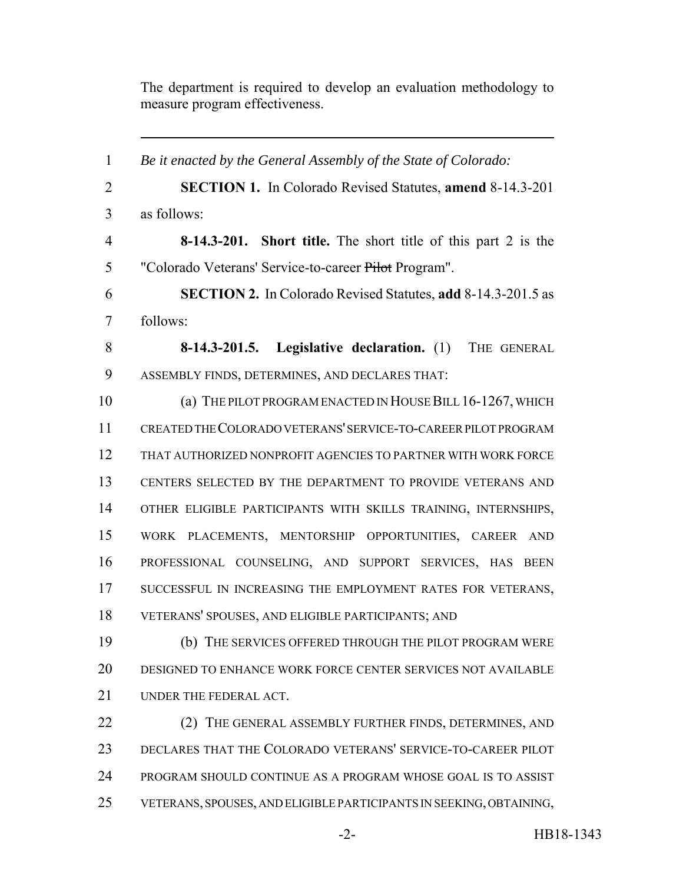The department is required to develop an evaluation methodology to measure program effectiveness.

---

*Be it enacted by the General Assembly of the State of Colorado:*

**SECTION 1.** In Colorado Revised Statutes, **amend** 8-14.3-201 as follows:

**8-14.3-201. Short title.** The short title of this part 2 is the "Colorado Veterans' Service-to-career ~~Pilot~~ Program".

**SECTION 2.** In Colorado Revised Statutes, **add** 8-14.3-201.5 as follows:

**8-14.3-201.5. Legislative declaration.** (1) THE GENERAL ASSEMBLY FINDS, DETERMINES, AND DECLARES THAT:

(a) THE PILOT PROGRAM ENACTED IN HOUSE BILL 16-1267, WHICH CREATED THE COLORADO VETERANS' SERVICE-TO-CAREER PILOT PROGRAM THAT AUTHORIZED NONPROFIT AGENCIES TO PARTNER WITH WORK FORCE CENTERS SELECTED BY THE DEPARTMENT TO PROVIDE VETERANS AND OTHER ELIGIBLE PARTICIPANTS WITH SKILLS TRAINING, INTERNSHIPS, WORK PLACEMENTS, MENTORSHIP OPPORTUNITIES, CAREER AND PROFESSIONAL COUNSELING, AND SUPPORT SERVICES, HAS BEEN SUCCESSFUL IN INCREASING THE EMPLOYMENT RATES FOR VETERANS, VETERANS' SPOUSES, AND ELIGIBLE PARTICIPANTS; AND

(b) THE SERVICES OFFERED THROUGH THE PILOT PROGRAM WERE DESIGNED TO ENHANCE WORK FORCE CENTER SERVICES NOT AVAILABLE UNDER THE FEDERAL ACT.

(2) THE GENERAL ASSEMBLY FURTHER FINDS, DETERMINES, AND DECLARES THAT THE COLORADO VETERANS' SERVICE-TO-CAREER PILOT PROGRAM SHOULD CONTINUE AS A PROGRAM WHOSE GOAL IS TO ASSIST VETERANS, SPOUSES, AND ELIGIBLE PARTICIPANTS IN SEEKING, OBTAINING,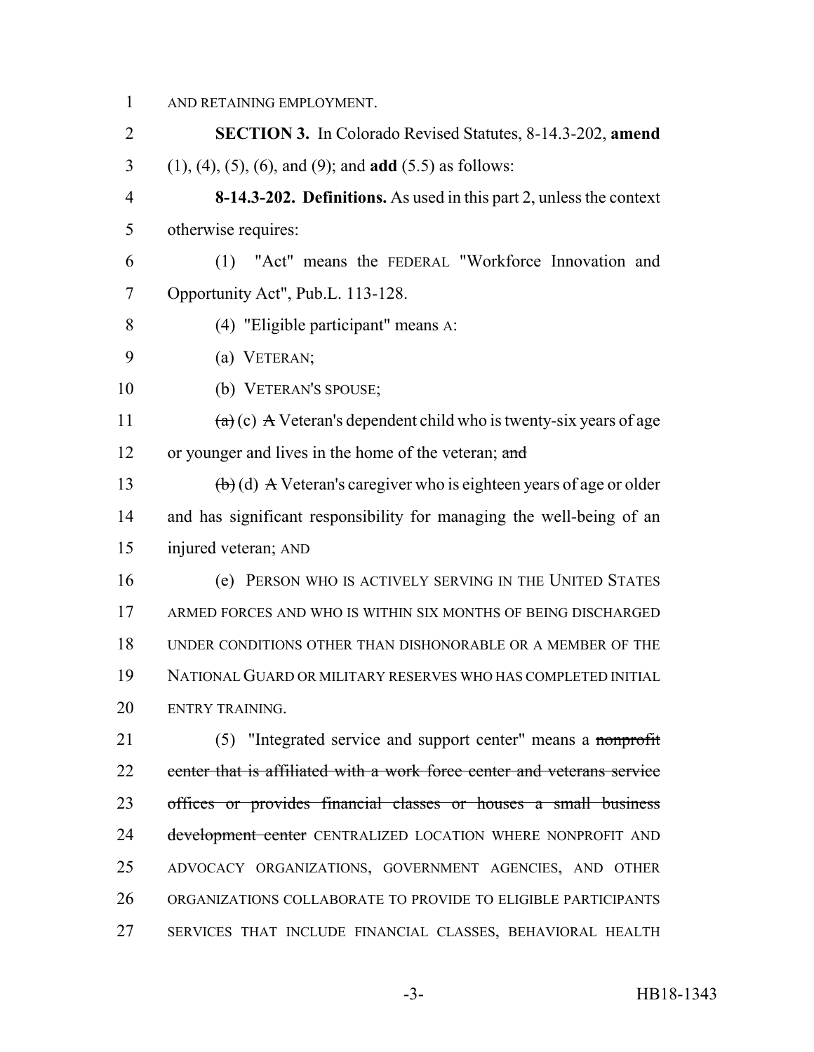AND RETAINING EMPLOYMENT.

**SECTION 3.** In Colorado Revised Statutes, 8-14.3-202, **amend** (1), (4), (5), (6), and (9); and **add** (5.5) as follows:

**8-14.3-202. Definitions.** As used in this part 2, unless the context otherwise requires:

(1) "Act" means the FEDERAL "Workforce Innovation and Opportunity Act", Pub.L. 113-128.

(4) "Eligible participant" means A:

(a) VETERAN;

(b) VETERAN'S SPOUSE;

~~(a)~~ (c) ~~A~~ Veteran's dependent child who is twenty-six years of age or younger and lives in the home of the veteran; ~~and~~

~~(b)~~ (d) ~~A~~ Veteran's caregiver who is eighteen years of age or older and has significant responsibility for managing the well-being of an injured veteran; AND

(e) PERSON WHO IS ACTIVELY SERVING IN THE UNITED STATES ARMED FORCES AND WHO IS WITHIN SIX MONTHS OF BEING DISCHARGED UNDER CONDITIONS OTHER THAN DISHONORABLE OR A MEMBER OF THE NATIONAL GUARD OR MILITARY RESERVES WHO HAS COMPLETED INITIAL ENTRY TRAINING.

(5) "Integrated service and support center" means a ~~nonprofit center that is affiliated with a work force center and veterans service offices or provides financial classes or houses a small business development center~~ CENTRALIZED LOCATION WHERE NONPROFIT AND ADVOCACY ORGANIZATIONS, GOVERNMENT AGENCIES, AND OTHER ORGANIZATIONS COLLABORATE TO PROVIDE TO ELIGIBLE PARTICIPANTS SERVICES THAT INCLUDE FINANCIAL CLASSES, BEHAVIORAL HEALTH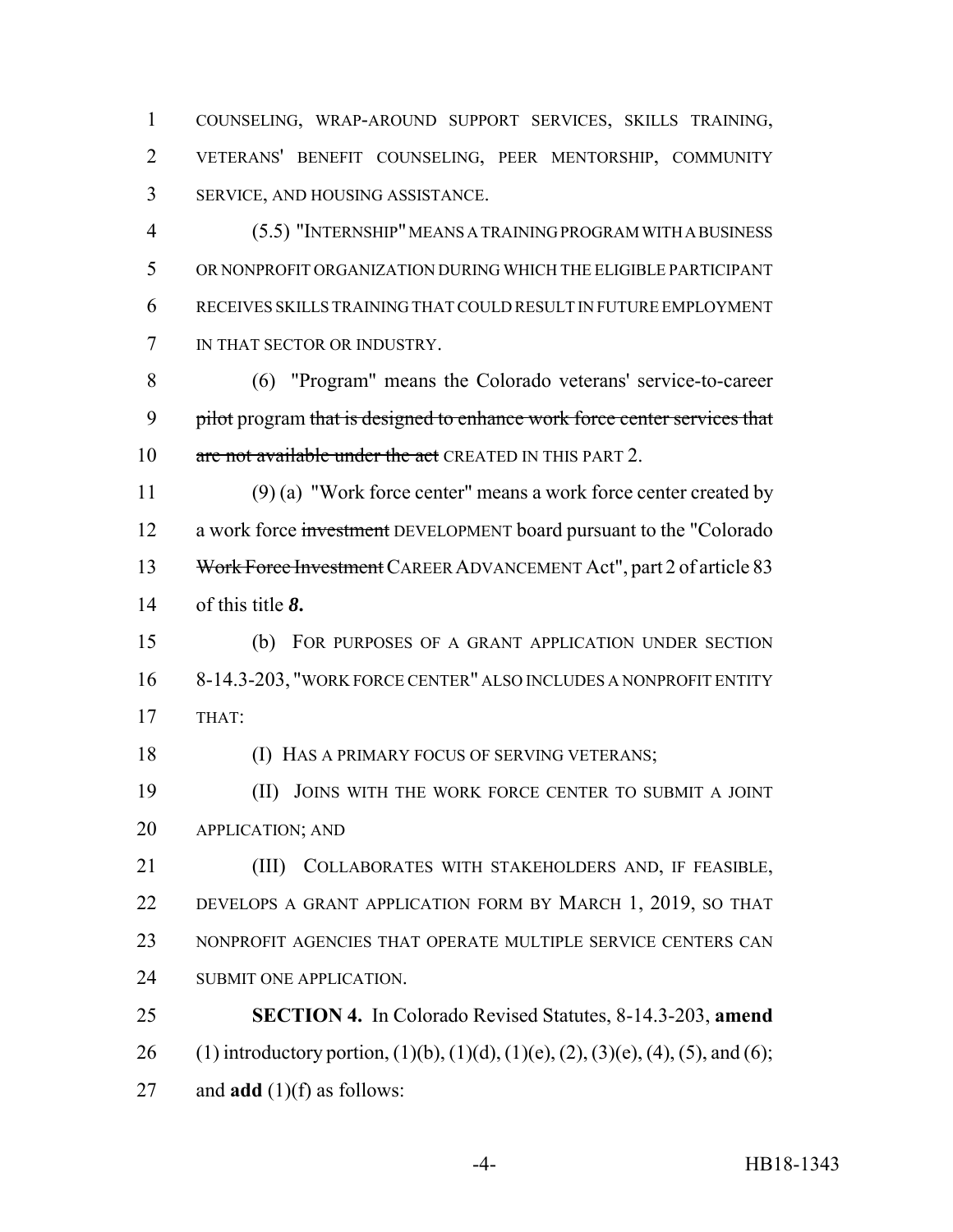COUNSELING, WRAP-AROUND SUPPORT SERVICES, SKILLS TRAINING, VETERANS' BENEFIT COUNSELING, PEER MENTORSHIP, COMMUNITY SERVICE, AND HOUSING ASSISTANCE.

(5.5) "INTERNSHIP" MEANS A TRAINING PROGRAM WITH A BUSINESS OR NONPROFIT ORGANIZATION DURING WHICH THE ELIGIBLE PARTICIPANT RECEIVES SKILLS TRAINING THAT COULD RESULT IN FUTURE EMPLOYMENT IN THAT SECTOR OR INDUSTRY.

(6) "Program" means the Colorado veterans' service-to-career ~~pilot~~ program ~~that is designed to enhance work force center services that are not available under the act~~ CREATED IN THIS PART 2.

(9) (a) "Work force center" means a work force center created by a work force ~~investment~~ DEVELOPMENT board pursuant to the "Colorado ~~Work Force Investment~~ CAREER ADVANCEMENT Act", part 2 of article 83 of this title ***8.***

(b) FOR PURPOSES OF A GRANT APPLICATION UNDER SECTION 8-14.3-203, "WORK FORCE CENTER" ALSO INCLUDES A NONPROFIT ENTITY THAT:

(I) HAS A PRIMARY FOCUS OF SERVING VETERANS;

(II) JOINS WITH THE WORK FORCE CENTER TO SUBMIT A JOINT APPLICATION; AND

(III) COLLABORATES WITH STAKEHOLDERS AND, IF FEASIBLE, DEVELOPS A GRANT APPLICATION FORM BY MARCH 1, 2019, SO THAT NONPROFIT AGENCIES THAT OPERATE MULTIPLE SERVICE CENTERS CAN SUBMIT ONE APPLICATION.

**SECTION 4.** In Colorado Revised Statutes, 8-14.3-203, **amend** (1) introductory portion, (1)(b), (1)(d), (1)(e), (2), (3)(e), (4), (5), and (6); and **add** (1)(f) as follows: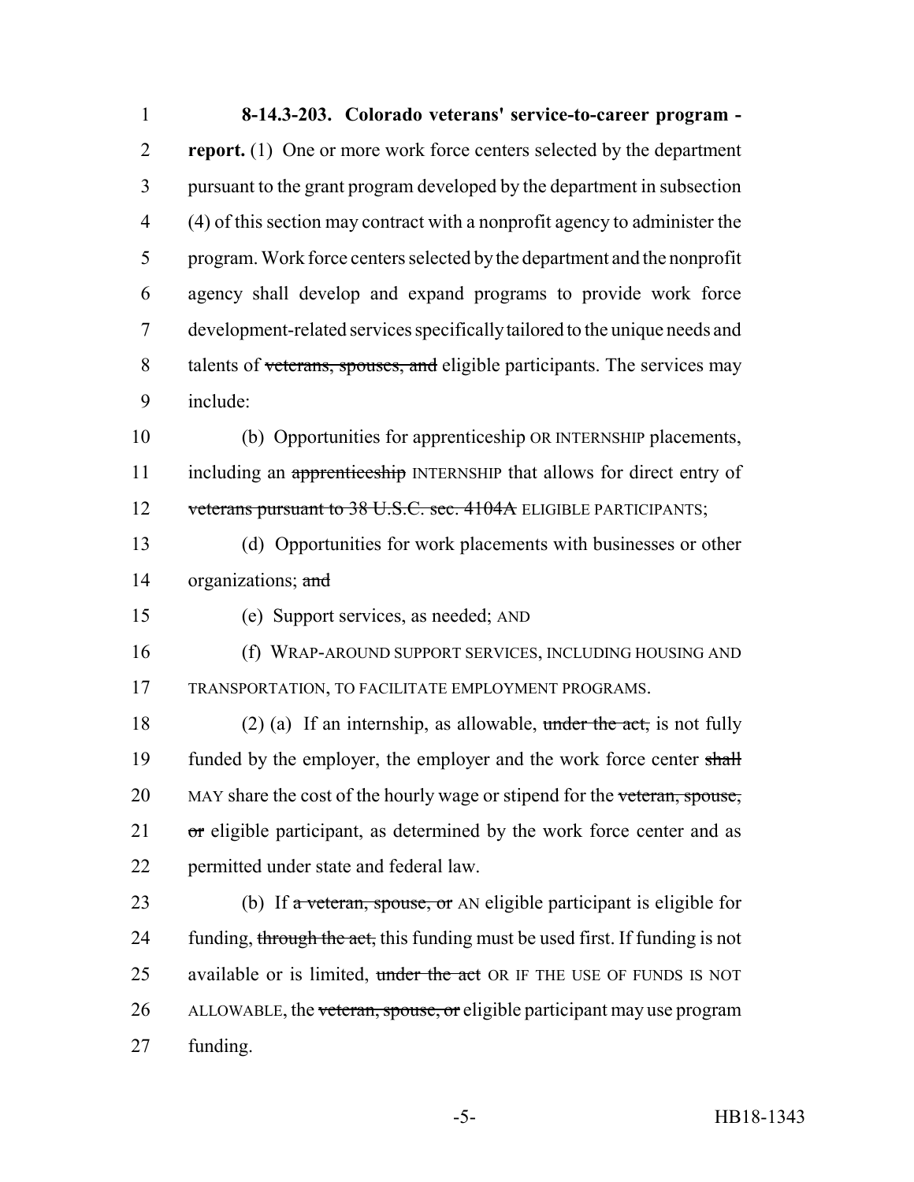**8-14.3-203. Colorado veterans' service-to-career program - report.** (1) One or more work force centers selected by the department pursuant to the grant program developed by the department in subsection (4) of this section may contract with a nonprofit agency to administer the program. Work force centers selected by the department and the nonprofit agency shall develop and expand programs to provide work force development-related services specifically tailored to the unique needs and talents of ~~veterans, spouses, and~~ eligible participants. The services may include:

(b) Opportunities for apprenticeship OR INTERNSHIP placements, including an ~~apprenticeship~~ INTERNSHIP that allows for direct entry of ~~veterans pursuant to 38 U.S.C. sec. 4104A~~ ELIGIBLE PARTICIPANTS;

(d) Opportunities for work placements with businesses or other organizations; ~~and~~

(e) Support services, as needed; AND

(f) WRAP-AROUND SUPPORT SERVICES, INCLUDING HOUSING AND TRANSPORTATION, TO FACILITATE EMPLOYMENT PROGRAMS.

(2) (a) If an internship, as allowable, ~~under the act,~~ is not fully funded by the employer, the employer and the work force center ~~shall~~ MAY share the cost of the hourly wage or stipend for the ~~veteran, spouse, or~~ eligible participant, as determined by the work force center and as permitted under state and federal law.

(b) If ~~a veteran, spouse, or~~ AN eligible participant is eligible for funding, ~~through the act,~~ this funding must be used first. If funding is not available or is limited, ~~under the act~~ OR IF THE USE OF FUNDS IS NOT ALLOWABLE, the ~~veteran, spouse, or~~ eligible participant may use program funding.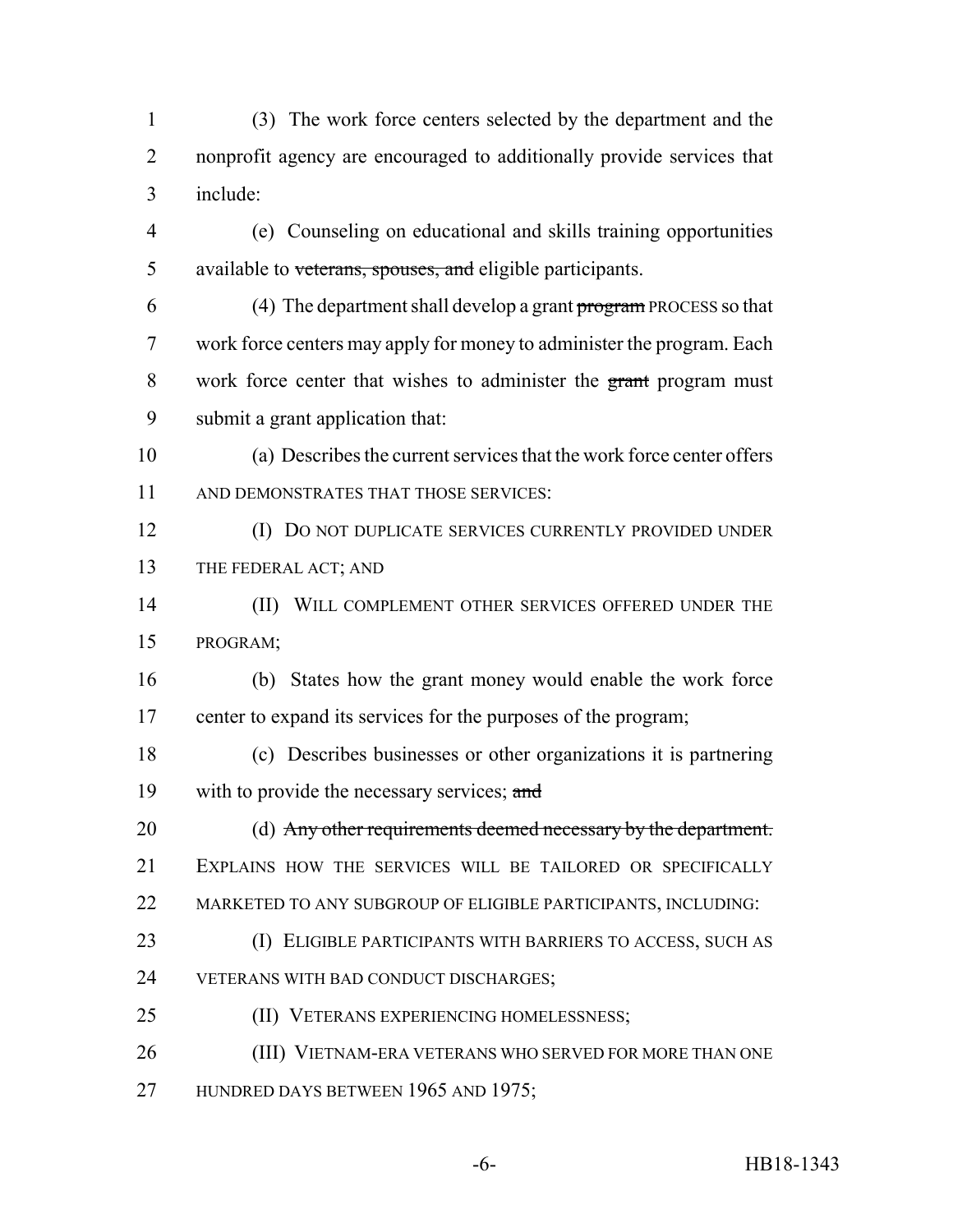(3) The work force centers selected by the department and the nonprofit agency are encouraged to additionally provide services that include:

(e) Counseling on educational and skills training opportunities available to ~~veterans, spouses, and~~ eligible participants.

(4) The department shall develop a grant ~~program~~ PROCESS so that work force centers may apply for money to administer the program. Each work force center that wishes to administer the ~~grant~~ program must submit a grant application that:

(a) Describes the current services that the work force center offers AND DEMONSTRATES THAT THOSE SERVICES:

(I) DO NOT DUPLICATE SERVICES CURRENTLY PROVIDED UNDER THE FEDERAL ACT; AND

(II) WILL COMPLEMENT OTHER SERVICES OFFERED UNDER THE PROGRAM;

(b) States how the grant money would enable the work force center to expand its services for the purposes of the program;

(c) Describes businesses or other organizations it is partnering with to provide the necessary services; ~~and~~

(d) ~~Any other requirements deemed necessary by the department.~~ EXPLAINS HOW THE SERVICES WILL BE TAILORED OR SPECIFICALLY MARKETED TO ANY SUBGROUP OF ELIGIBLE PARTICIPANTS, INCLUDING:

(I) ELIGIBLE PARTICIPANTS WITH BARRIERS TO ACCESS, SUCH AS VETERANS WITH BAD CONDUCT DISCHARGES;

(II) VETERANS EXPERIENCING HOMELESSNESS;

(III) VIETNAM-ERA VETERANS WHO SERVED FOR MORE THAN ONE HUNDRED DAYS BETWEEN 1965 AND 1975;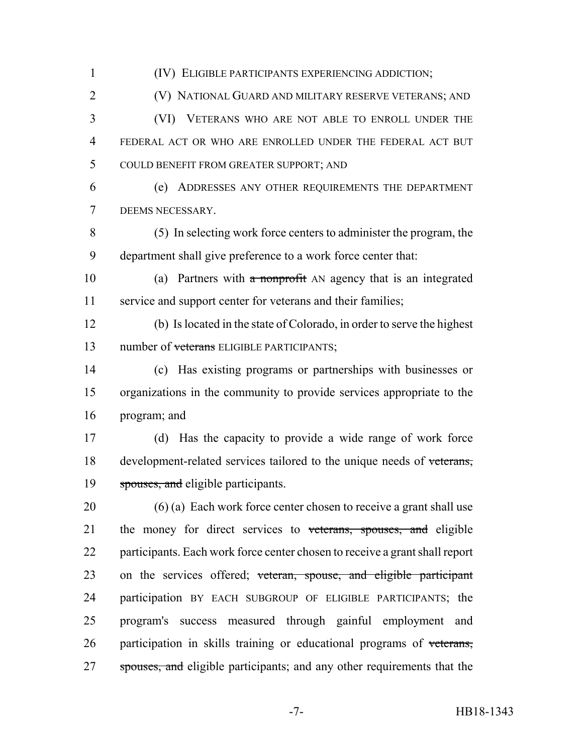(IV) ELIGIBLE PARTICIPANTS EXPERIENCING ADDICTION;

(V) NATIONAL GUARD AND MILITARY RESERVE VETERANS; AND

(VI) VETERANS WHO ARE NOT ABLE TO ENROLL UNDER THE FEDERAL ACT OR WHO ARE ENROLLED UNDER THE FEDERAL ACT BUT COULD BENEFIT FROM GREATER SUPPORT; AND

(e) ADDRESSES ANY OTHER REQUIREMENTS THE DEPARTMENT DEEMS NECESSARY.

(5) In selecting work force centers to administer the program, the department shall give preference to a work force center that:

(a) Partners with ~~a nonprofit~~ AN agency that is an integrated service and support center for veterans and their families;

(b) Is located in the state of Colorado, in order to serve the highest number of ~~veterans~~ ELIGIBLE PARTICIPANTS;

(c) Has existing programs or partnerships with businesses or organizations in the community to provide services appropriate to the program; and

(d) Has the capacity to provide a wide range of work force development-related services tailored to the unique needs of ~~veterans, spouses, and~~ eligible participants.

(6) (a) Each work force center chosen to receive a grant shall use the money for direct services to ~~veterans, spouses, and~~ eligible participants. Each work force center chosen to receive a grant shall report on the services offered; ~~veteran, spouse, and eligible participant~~ participation BY EACH SUBGROUP OF ELIGIBLE PARTICIPANTS; the program's success measured through gainful employment and participation in skills training or educational programs of ~~veterans, spouses, and~~ eligible participants; and any other requirements that the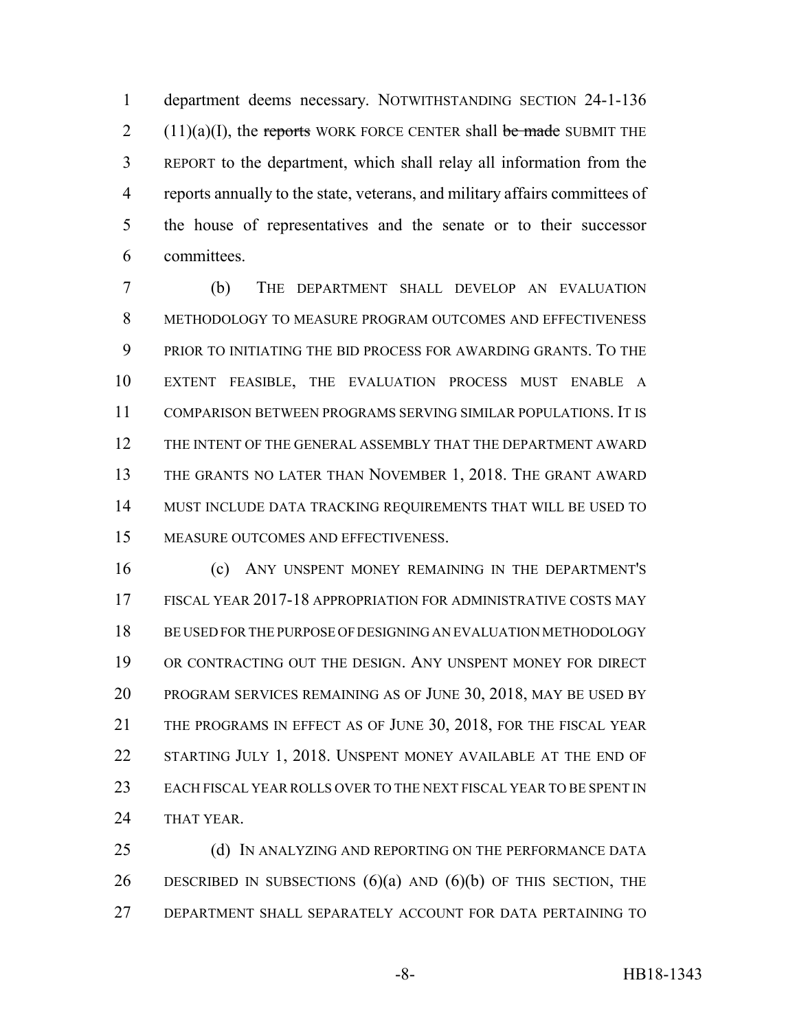department deems necessary. NOTWITHSTANDING SECTION 24-1-136 (11)(a)(I), the ~~reports~~ WORK FORCE CENTER shall ~~be made~~ SUBMIT THE REPORT to the department, which shall relay all information from the reports annually to the state, veterans, and military affairs committees of the house of representatives and the senate or to their successor committees.

(b) THE DEPARTMENT SHALL DEVELOP AN EVALUATION METHODOLOGY TO MEASURE PROGRAM OUTCOMES AND EFFECTIVENESS PRIOR TO INITIATING THE BID PROCESS FOR AWARDING GRANTS. TO THE EXTENT FEASIBLE, THE EVALUATION PROCESS MUST ENABLE A COMPARISON BETWEEN PROGRAMS SERVING SIMILAR POPULATIONS. IT IS THE INTENT OF THE GENERAL ASSEMBLY THAT THE DEPARTMENT AWARD THE GRANTS NO LATER THAN NOVEMBER 1, 2018. THE GRANT AWARD MUST INCLUDE DATA TRACKING REQUIREMENTS THAT WILL BE USED TO MEASURE OUTCOMES AND EFFECTIVENESS.

(c) ANY UNSPENT MONEY REMAINING IN THE DEPARTMENT'S FISCAL YEAR 2017-18 APPROPRIATION FOR ADMINISTRATIVE COSTS MAY BE USED FOR THE PURPOSE OF DESIGNING AN EVALUATION METHODOLOGY OR CONTRACTING OUT THE DESIGN. ANY UNSPENT MONEY FOR DIRECT PROGRAM SERVICES REMAINING AS OF JUNE 30, 2018, MAY BE USED BY THE PROGRAMS IN EFFECT AS OF JUNE 30, 2018, FOR THE FISCAL YEAR STARTING JULY 1, 2018. UNSPENT MONEY AVAILABLE AT THE END OF EACH FISCAL YEAR ROLLS OVER TO THE NEXT FISCAL YEAR TO BE SPENT IN THAT YEAR.

(d) IN ANALYZING AND REPORTING ON THE PERFORMANCE DATA DESCRIBED IN SUBSECTIONS (6)(a) AND (6)(b) OF THIS SECTION, THE DEPARTMENT SHALL SEPARATELY ACCOUNT FOR DATA PERTAINING TO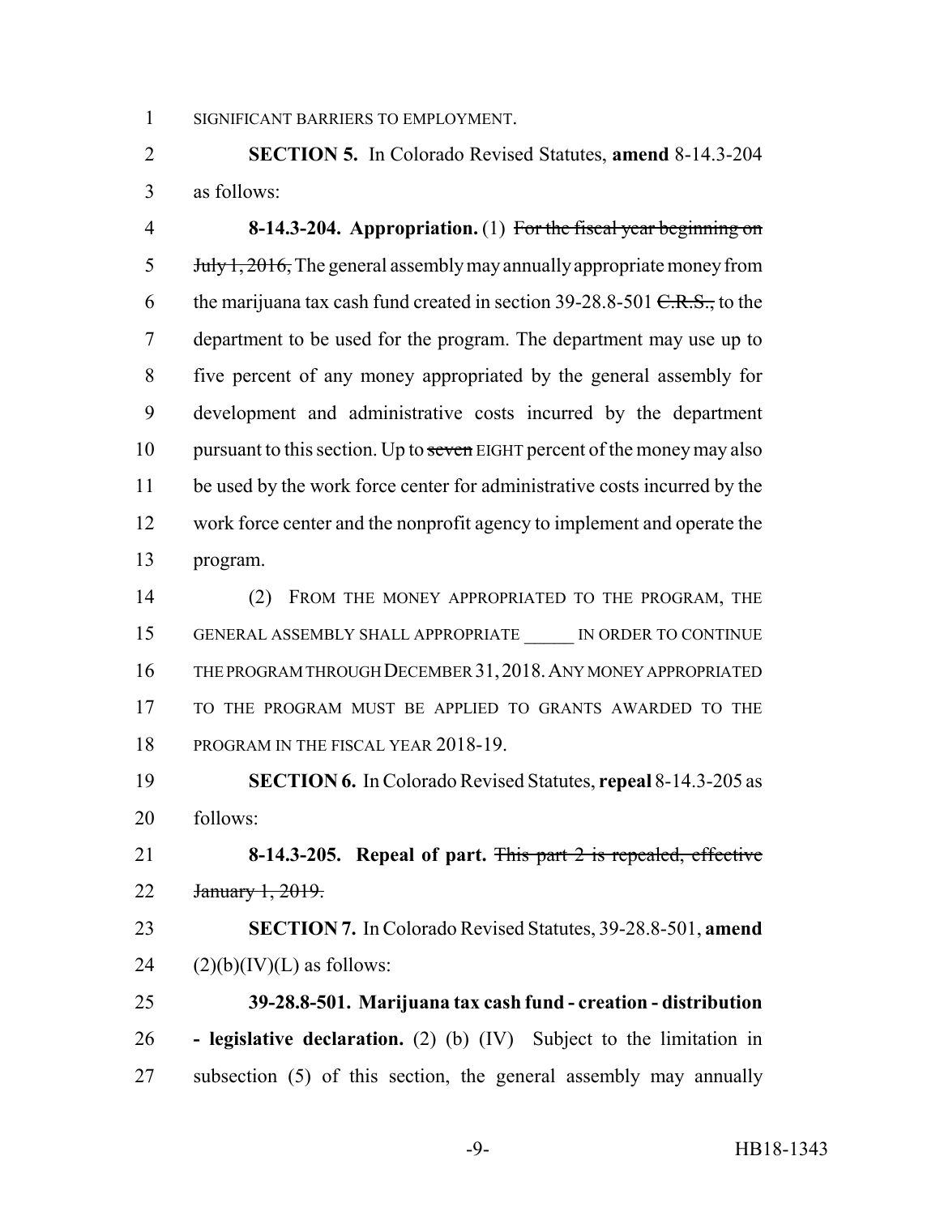SIGNIFICANT BARRIERS TO EMPLOYMENT.

**SECTION 5.** In Colorado Revised Statutes, **amend** 8-14.3-204 as follows:

**8-14.3-204. Appropriation.** (1) ~~For the fiscal year beginning on July 1, 2016,~~ The general assembly may annually appropriate money from the marijuana tax cash fund created in section 39-28.8-501 ~~C.R.S.,~~ to the department to be used for the program. The department may use up to five percent of any money appropriated by the general assembly for development and administrative costs incurred by the department pursuant to this section. Up to ~~seven~~ EIGHT percent of the money may also be used by the work force center for administrative costs incurred by the work force center and the nonprofit agency to implement and operate the program.

(2) FROM THE MONEY APPROPRIATED TO THE PROGRAM, THE GENERAL ASSEMBLY SHALL APPROPRIATE ______ IN ORDER TO CONTINUE THE PROGRAM THROUGH DECEMBER 31, 2018. ANY MONEY APPROPRIATED TO THE PROGRAM MUST BE APPLIED TO GRANTS AWARDED TO THE PROGRAM IN THE FISCAL YEAR 2018-19.

**SECTION 6.** In Colorado Revised Statutes, **repeal** 8-14.3-205 as follows:

**8-14.3-205. Repeal of part.** ~~This part 2 is repealed, effective January 1, 2019.~~

**SECTION 7.** In Colorado Revised Statutes, 39-28.8-501, **amend** (2)(b)(IV)(L) as follows:

**39-28.8-501. Marijuana tax cash fund - creation - distribution - legislative declaration.** (2) (b) (IV) Subject to the limitation in subsection (5) of this section, the general assembly may annually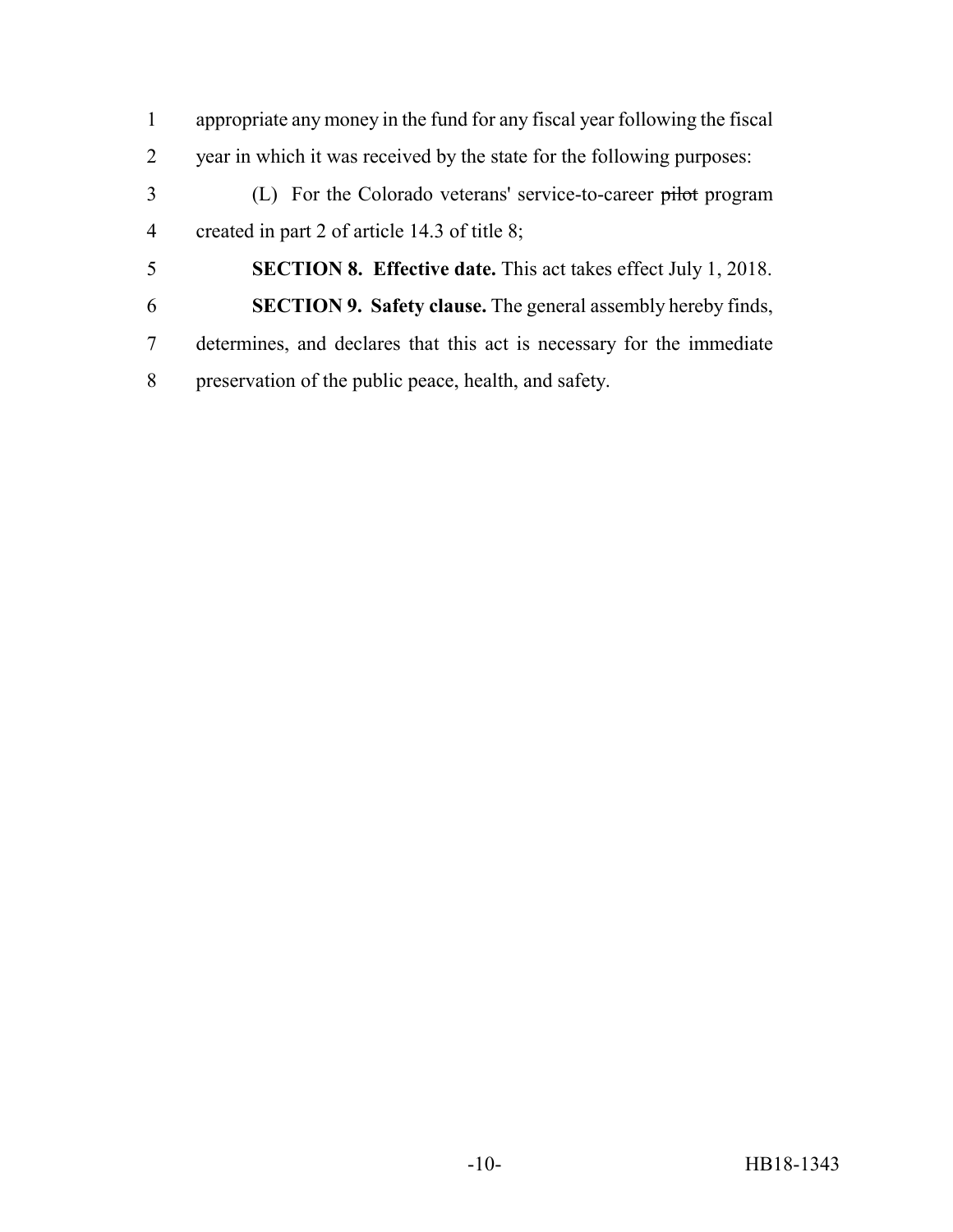appropriate any money in the fund for any fiscal year following the fiscal year in which it was received by the state for the following purposes:

(L) For the Colorado veterans' service-to-career ~~pilot~~ program created in part 2 of article 14.3 of title 8;

**SECTION 8. Effective date.** This act takes effect July 1, 2018.

**SECTION 9. Safety clause.** The general assembly hereby finds, determines, and declares that this act is necessary for the immediate preservation of the public peace, health, and safety.